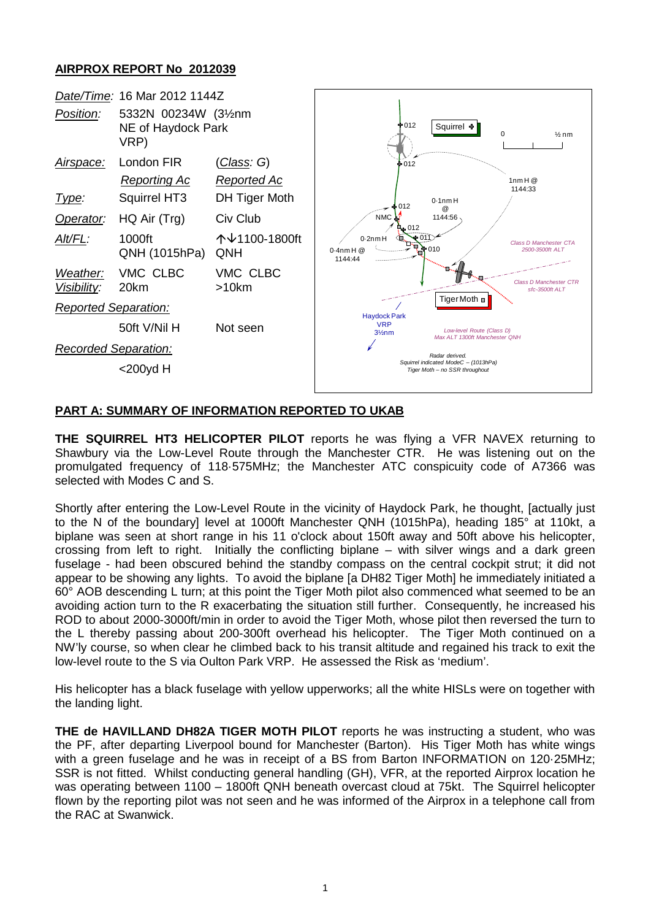## AIRPROX REPORT No 2012039

| | | |
|---|---|---|
| *Date/Time:* | 16 Mar 2012 1144Z | |
| *Position:* | 5332N 00234W (3½nm NE of Haydock Park VRP) | |
| *Airspace:* | London FIR | (*Class*: G) |
| | *Reporting Ac* | *Reported Ac* |
| *Type:* | Squirrel HT3 | DH Tiger Moth |
| *Operator:* | HQ Air (Trg) | Civ Club |
| *Alt/FL:* | 1000ft QNH (1015hPa) | ↑↓1100-1800ft QNH |
| *Weather:* | VMC CLBC | VMC CLBC |
| *Visibility:* | 20km | >10km |
| *Reported Separation:* | | |
| | 50ft V/Nil H | Not seen |
| *Recorded Separation:* | | |
| | <200yd H | |

## PART A: SUMMARY OF INFORMATION REPORTED TO UKAB

**THE SQUIRREL HT3 HELICOPTER PILOT** reports he was flying a VFR NAVEX returning to Shawbury via the Low-Level Route through the Manchester CTR. He was listening out on the promulgated frequency of 118·575MHz; the Manchester ATC conspicuity code of A7366 was selected with Modes C and S.

Shortly after entering the Low-Level Route in the vicinity of Haydock Park, he thought, [actually just to the N of the boundary] level at 1000ft Manchester QNH (1015hPa), heading 185° at 110kt, a biplane was seen at short range in his 11 o'clock about 150ft away and 50ft above his helicopter, crossing from left to right. Initially the conflicting biplane – with silver wings and a dark green fuselage - had been obscured behind the standby compass on the central cockpit strut; it did not appear to be showing any lights. To avoid the biplane [a DH82 Tiger Moth] he immediately initiated a 60° AOB descending L turn; at this point the Tiger Moth pilot also commenced what seemed to be an avoiding action turn to the R exacerbating the situation still further. Consequently, he increased his ROD to about 2000-3000ft/min in order to avoid the Tiger Moth, whose pilot then reversed the turn to the L thereby passing about 200-300ft overhead his helicopter. The Tiger Moth continued on a NW'ly course, so when clear he climbed back to his transit altitude and regained his track to exit the low-level route to the S via Oulton Park VRP. He assessed the Risk as 'medium'.

His helicopter has a black fuselage with yellow upperworks; all the white HISLs were on together with the landing light.

**THE de HAVILLAND DH82A TIGER MOTH PILOT** reports he was instructing a student, who was the PF, after departing Liverpool bound for Manchester (Barton). His Tiger Moth has white wings with a green fuselage and he was in receipt of a BS from Barton INFORMATION on 120·25MHz; SSR is not fitted. Whilst conducting general handling (GH), VFR, at the reported Airprox location he was operating between 1100 – 1800ft QNH beneath overcast cloud at 75kt. The Squirrel helicopter flown by the reporting pilot was not seen and he was informed of the Airprox in a telephone call from the RAC at Swanwick.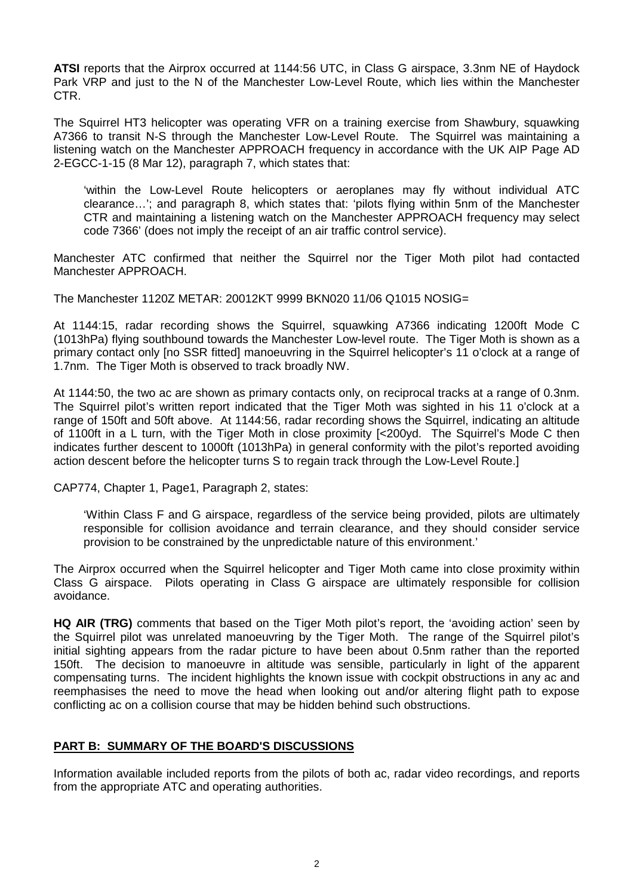**ATSI** reports that the Airprox occurred at 1144:56 UTC, in Class G airspace, 3.3nm NE of Haydock Park VRP and just to the N of the Manchester Low-Level Route, which lies within the Manchester CTR.

The Squirrel HT3 helicopter was operating VFR on a training exercise from Shawbury, squawking A7366 to transit N-S through the Manchester Low-Level Route. The Squirrel was maintaining a listening watch on the Manchester APPROACH frequency in accordance with the UK AIP Page AD 2-EGCC-1-15 (8 Mar 12), paragraph 7, which states that:

> 'within the Low-Level Route helicopters or aeroplanes may fly without individual ATC clearance…'; and paragraph 8, which states that: 'pilots flying within 5nm of the Manchester CTR and maintaining a listening watch on the Manchester APPROACH frequency may select code 7366' (does not imply the receipt of an air traffic control service).

Manchester ATC confirmed that neither the Squirrel nor the Tiger Moth pilot had contacted Manchester APPROACH.

The Manchester 1120Z METAR: 20012KT 9999 BKN020 11/06 Q1015 NOSIG=

At 1144:15, radar recording shows the Squirrel, squawking A7366 indicating 1200ft Mode C (1013hPa) flying southbound towards the Manchester Low-level route. The Tiger Moth is shown as a primary contact only [no SSR fitted] manoeuvring in the Squirrel helicopter's 11 o'clock at a range of 1.7nm. The Tiger Moth is observed to track broadly NW.

At 1144:50, the two ac are shown as primary contacts only, on reciprocal tracks at a range of 0.3nm. The Squirrel pilot's written report indicated that the Tiger Moth was sighted in his 11 o'clock at a range of 150ft and 50ft above. At 1144:56, radar recording shows the Squirrel, indicating an altitude of 1100ft in a L turn, with the Tiger Moth in close proximity [<200yd. The Squirrel's Mode C then indicates further descent to 1000ft (1013hPa) in general conformity with the pilot's reported avoiding action descent before the helicopter turns S to regain track through the Low-Level Route.]

CAP774, Chapter 1, Page1, Paragraph 2, states:

> 'Within Class F and G airspace, regardless of the service being provided, pilots are ultimately responsible for collision avoidance and terrain clearance, and they should consider service provision to be constrained by the unpredictable nature of this environment.'

The Airprox occurred when the Squirrel helicopter and Tiger Moth came into close proximity within Class G airspace. Pilots operating in Class G airspace are ultimately responsible for collision avoidance.

**HQ AIR (TRG)** comments that based on the Tiger Moth pilot's report, the 'avoiding action' seen by the Squirrel pilot was unrelated manoeuvring by the Tiger Moth. The range of the Squirrel pilot's initial sighting appears from the radar picture to have been about 0.5nm rather than the reported 150ft. The decision to manoeuvre in altitude was sensible, particularly in light of the apparent compensating turns. The incident highlights the known issue with cockpit obstructions in any ac and reemphasises the need to move the head when looking out and/or altering flight path to expose conflicting ac on a collision course that may be hidden behind such obstructions.

## PART B: SUMMARY OF THE BOARD'S DISCUSSIONS

Information available included reports from the pilots of both ac, radar video recordings, and reports from the appropriate ATC and operating authorities.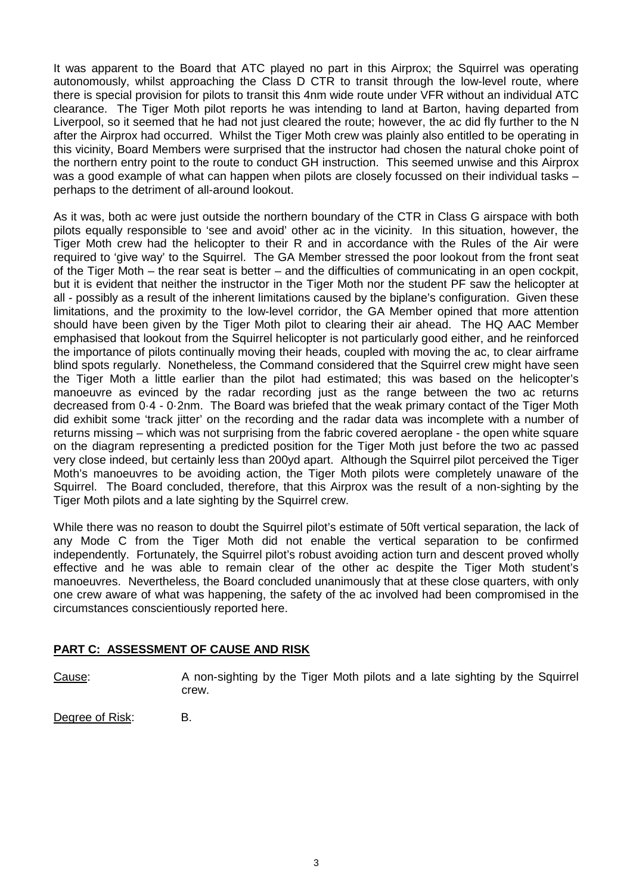It was apparent to the Board that ATC played no part in this Airprox; the Squirrel was operating autonomously, whilst approaching the Class D CTR to transit through the low-level route, where there is special provision for pilots to transit this 4nm wide route under VFR without an individual ATC clearance. The Tiger Moth pilot reports he was intending to land at Barton, having departed from Liverpool, so it seemed that he had not just cleared the route; however, the ac did fly further to the N after the Airprox had occurred. Whilst the Tiger Moth crew was plainly also entitled to be operating in this vicinity, Board Members were surprised that the instructor had chosen the natural choke point of the northern entry point to the route to conduct GH instruction. This seemed unwise and this Airprox was a good example of what can happen when pilots are closely focussed on their individual tasks – perhaps to the detriment of all-around lookout.

As it was, both ac were just outside the northern boundary of the CTR in Class G airspace with both pilots equally responsible to 'see and avoid' other ac in the vicinity. In this situation, however, the Tiger Moth crew had the helicopter to their R and in accordance with the Rules of the Air were required to 'give way' to the Squirrel. The GA Member stressed the poor lookout from the front seat of the Tiger Moth – the rear seat is better – and the difficulties of communicating in an open cockpit, but it is evident that neither the instructor in the Tiger Moth nor the student PF saw the helicopter at all - possibly as a result of the inherent limitations caused by the biplane's configuration. Given these limitations, and the proximity to the low-level corridor, the GA Member opined that more attention should have been given by the Tiger Moth pilot to clearing their air ahead. The HQ AAC Member emphasised that lookout from the Squirrel helicopter is not particularly good either, and he reinforced the importance of pilots continually moving their heads, coupled with moving the ac, to clear airframe blind spots regularly. Nonetheless, the Command considered that the Squirrel crew might have seen the Tiger Moth a little earlier than the pilot had estimated; this was based on the helicopter's manoeuvre as evinced by the radar recording just as the range between the two ac returns decreased from 0·4 - 0·2nm. The Board was briefed that the weak primary contact of the Tiger Moth did exhibit some 'track jitter' on the recording and the radar data was incomplete with a number of returns missing – which was not surprising from the fabric covered aeroplane - the open white square on the diagram representing a predicted position for the Tiger Moth just before the two ac passed very close indeed, but certainly less than 200yd apart. Although the Squirrel pilot perceived the Tiger Moth's manoeuvres to be avoiding action, the Tiger Moth pilots were completely unaware of the Squirrel. The Board concluded, therefore, that this Airprox was the result of a non-sighting by the Tiger Moth pilots and a late sighting by the Squirrel crew.

While there was no reason to doubt the Squirrel pilot's estimate of 50ft vertical separation, the lack of any Mode C from the Tiger Moth did not enable the vertical separation to be confirmed independently. Fortunately, the Squirrel pilot's robust avoiding action turn and descent proved wholly effective and he was able to remain clear of the other ac despite the Tiger Moth student's manoeuvres. Nevertheless, the Board concluded unanimously that at these close quarters, with only one crew aware of what was happening, the safety of the ac involved had been compromised in the circumstances conscientiously reported here.

## PART C: ASSESSMENT OF CAUSE AND RISK

Cause: A non-sighting by the Tiger Moth pilots and a late sighting by the Squirrel crew.

Degree of Risk: B.